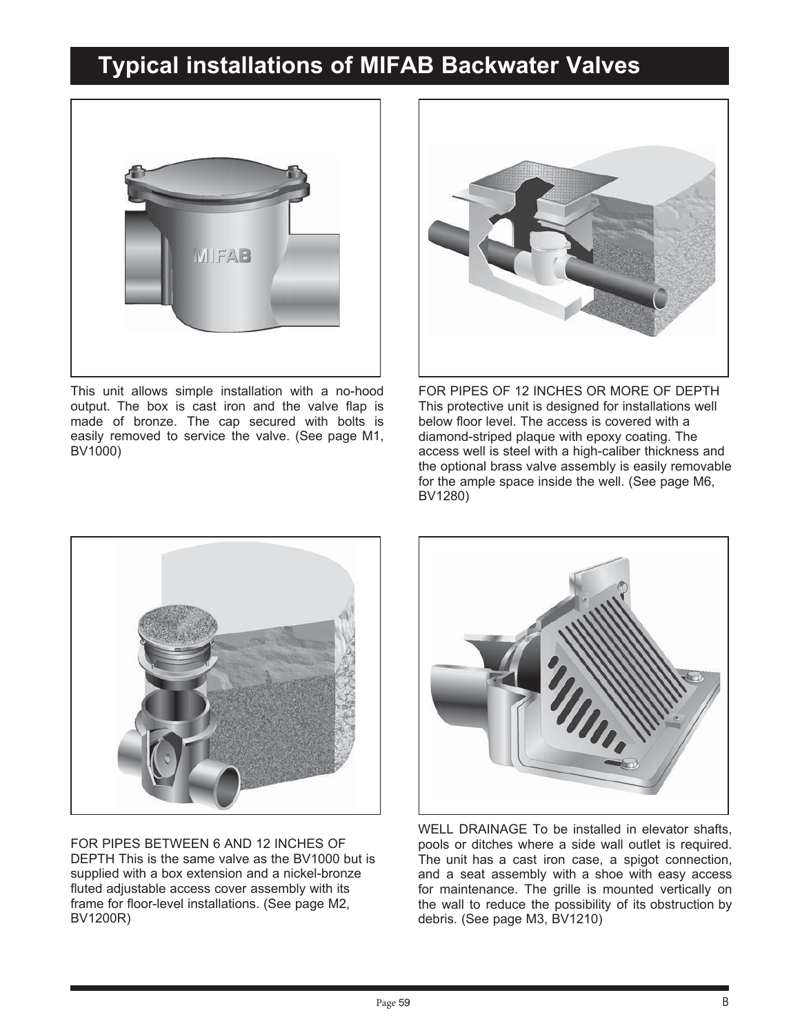# Typical installations of MIFAB Backwater Valves

This unit allows simple installation with a no-hood output. The box is cast iron and the valve flap is made of bronze. The cap secured with bolts is easily removed to service the valve. (See page M1, BV1000)

FOR PIPES OF 12 INCHES OR MORE OF DEPTH This protective unit is designed for installations well below floor level. The access is covered with a diamond-striped plaque with epoxy coating. The access well is steel with a high-caliber thickness and the optional brass valve assembly is easily removable for the ample space inside the well. (See page M6, BV1280)

FOR PIPES BETWEEN 6 AND 12 INCHES OF DEPTH This is the same valve as the BV1000 but is supplied with a box extension and a nickel-bronze fluted adjustable access cover assembly with its frame for floor-level installations. (See page M2, BV1200R)

WELL DRAINAGE To be installed in elevator shafts, pools or ditches where a side wall outlet is required. The unit has a cast iron case, a spigot connection, and a seat assembly with a shoe with easy access for maintenance. The grille is mounted vertically on the wall to reduce the possibility of its obstruction by debris. (See page M3, BV1210)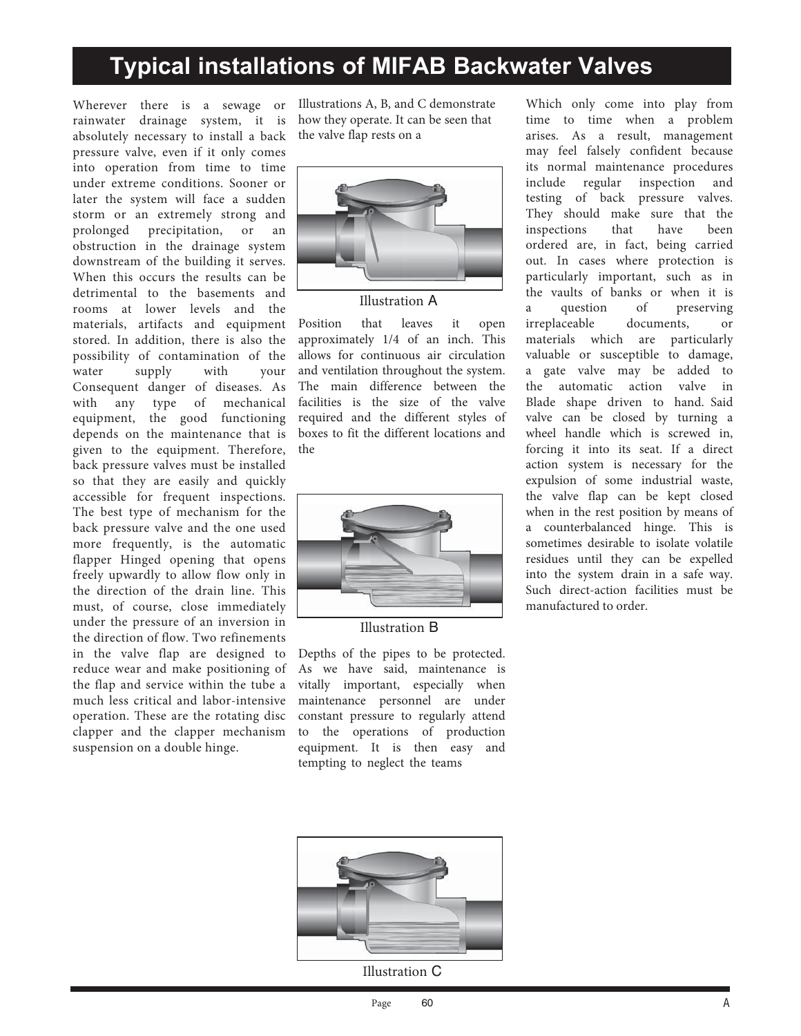# Typical installations of MIFAB Backwater Valves

Wherever there is a sewage or rainwater drainage system, it is absolutely necessary to install a back pressure valve, even if it only comes into operation from time to time under extreme conditions. Sooner or later the system will face a sudden storm or an extremely strong and prolonged precipitation, or an obstruction in the drainage system downstream of the building it serves. When this occurs the results can be detrimental to the basements and rooms at lower levels and the materials, artifacts and equipment stored. In addition, there is also the possibility of contamination of the water supply with your Consequent danger of diseases. As with any type of mechanical equipment, the good functioning depends on the maintenance that is given to the equipment. Therefore, back pressure valves must be installed so that they are easily and quickly accessible for frequent inspections. The best type of mechanism for the back pressure valve and the one used more frequently, is the automatic flapper Hinged opening that opens freely upwardly to allow flow only in the direction of the drain line. This must, of course, close immediately under the pressure of an inversion in the direction of flow. Two refinements in the valve flap are designed to reduce wear and make positioning of the flap and service within the tube a much less critical and labor-intensive operation. These are the rotating disc clapper and the clapper mechanism suspension on a double hinge.

Illustrations A, B, and C demonstrate how they operate. It can be seen that the valve flap rests on a

Illustration A

Position that leaves it open approximately 1/4 of an inch. This allows for continuous air circulation and ventilation throughout the system. The main difference between the facilities is the size of the valve required and the different styles of boxes to fit the different locations and the

Illustration B

Depths of the pipes to be protected. As we have said, maintenance is vitally important, especially when maintenance personnel are under constant pressure to regularly attend to the operations of production equipment. It is then easy and tempting to neglect the teams

Illustration C

Which only come into play from time to time when a problem arises. As a result, management may feel falsely confident because its normal maintenance procedures include regular inspection and testing of back pressure valves. They should make sure that the inspections that have been ordered are, in fact, being carried out. In cases where protection is particularly important, such as in the vaults of banks or when it is a question of preserving irreplaceable documents, or materials which are particularly valuable or susceptible to damage, a gate valve may be added to the automatic action valve in Blade shape driven to hand. Said valve can be closed by turning a wheel handle which is screwed in, forcing it into its seat. If a direct action system is necessary for the expulsion of some industrial waste, the valve flap can be kept closed when in the rest position by means of a counterbalanced hinge. This is sometimes desirable to isolate volatile residues until they can be expelled into the system drain in a safe way. Such direct-action facilities must be manufactured to order.